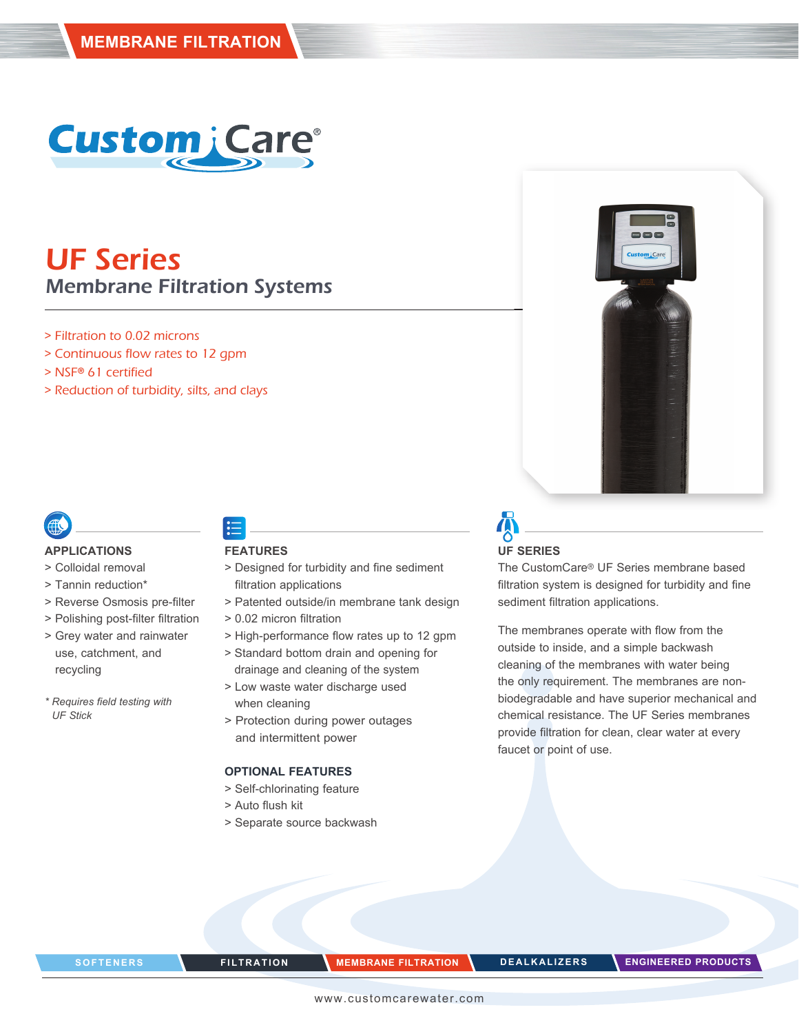MEMBRANE FILTRATION

CustomCare®

# UF Series

## Membrane Filtration Systems

> Filtration to 0.02 microns
> Continuous flow rates to 12 gpm
> NSF® 61 certified
> Reduction of turbidity, silts, and clays

### APPLICATIONS

> Colloidal removal
> Tannin reduction*
> Reverse Osmosis pre-filter
> Polishing post-filter filtration
> Grey water and rainwater use, catchment, and recycling

*\* Requires field testing with UF Stick*

### FEATURES

> Designed for turbidity and fine sediment filtration applications
> Patented outside/in membrane tank design
> 0.02 micron filtration
> High-performance flow rates up to 12 gpm
> Standard bottom drain and opening for drainage and cleaning of the system
> Low waste water discharge used when cleaning
> Protection during power outages and intermittent power

### OPTIONAL FEATURES

> Self-chlorinating feature
> Auto flush kit
> Separate source backwash

### UF SERIES

The CustomCare® UF Series membrane based filtration system is designed for turbidity and fine sediment filtration applications.

The membranes operate with flow from the outside to inside, and a simple backwash cleaning of the membranes with water being the only requirement. The membranes are non-biodegradable and have superior mechanical and chemical resistance. The UF Series membranes provide filtration for clean, clear water at every faucet or point of use.

SOFTENERS | FILTRATION | MEMBRANE FILTRATION | DEALKALIZERS | ENGINEERED PRODUCTS

www.customcarewater.com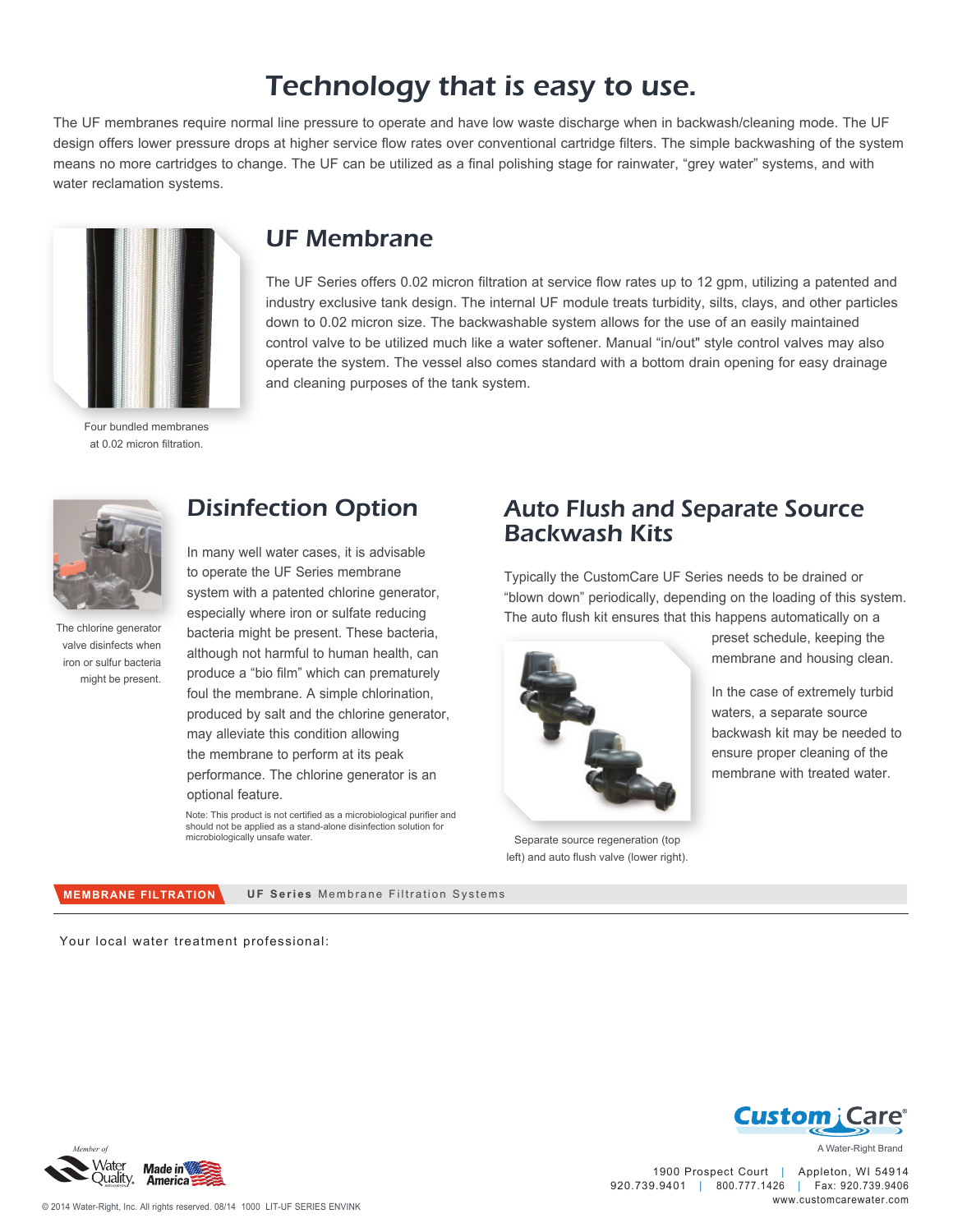# Technology that is easy to use.

The UF membranes require normal line pressure to operate and have low waste discharge when in backwash/cleaning mode. The UF design offers lower pressure drops at higher service flow rates over conventional cartridge filters. The simple backwashing of the system means no more cartridges to change. The UF can be utilized as a final polishing stage for rainwater, "grey water" systems, and with water reclamation systems.

Four bundled membranes at 0.02 micron filtration.

## UF Membrane

The UF Series offers 0.02 micron filtration at service flow rates up to 12 gpm, utilizing a patented and industry exclusive tank design. The internal UF module treats turbidity, silts, clays, and other particles down to 0.02 micron size. The backwashable system allows for the use of an easily maintained control valve to be utilized much like a water softener. Manual "in/out" style control valves may also operate the system. The vessel also comes standard with a bottom drain opening for easy drainage and cleaning purposes of the tank system.

The chlorine generator valve disinfects when iron or sulfur bacteria might be present.

## Disinfection Option

In many well water cases, it is advisable to operate the UF Series membrane system with a patented chlorine generator, especially where iron or sulfate reducing bacteria might be present. These bacteria, although not harmful to human health, can produce a "bio film" which can prematurely foul the membrane. A simple chlorination, produced by salt and the chlorine generator, may alleviate this condition allowing the membrane to perform at its peak performance. The chlorine generator is an optional feature.

Note: This product is not certified as a microbiological purifier and should not be applied as a stand-alone disinfection solution for microbiologically unsafe water.

## Auto Flush and Separate Source Backwash Kits

Typically the CustomCare UF Series needs to be drained or "blown down" periodically, depending on the loading of this system. The auto flush kit ensures that this happens automatically on a preset schedule, keeping the membrane and housing clean.

In the case of extremely turbid waters, a separate source backwash kit may be needed to ensure proper cleaning of the membrane with treated water.

Separate source regeneration (top left) and auto flush valve (lower right).

**MEMBRANE FILTRATION** **UF Series** Membrane Filtration Systems

Your local water treatment professional:

CustomCare®
A Water-Right Brand

1900 Prospect Court | Appleton, WI 54914
920.739.9401 | 800.777.1426 | Fax: 920.739.9406
www.customcarewater.com

Member of Water Quality Association
Made in America

© 2014 Water-Right, Inc. All rights reserved. 08/14 1000 LIT-UF SERIES ENVINK